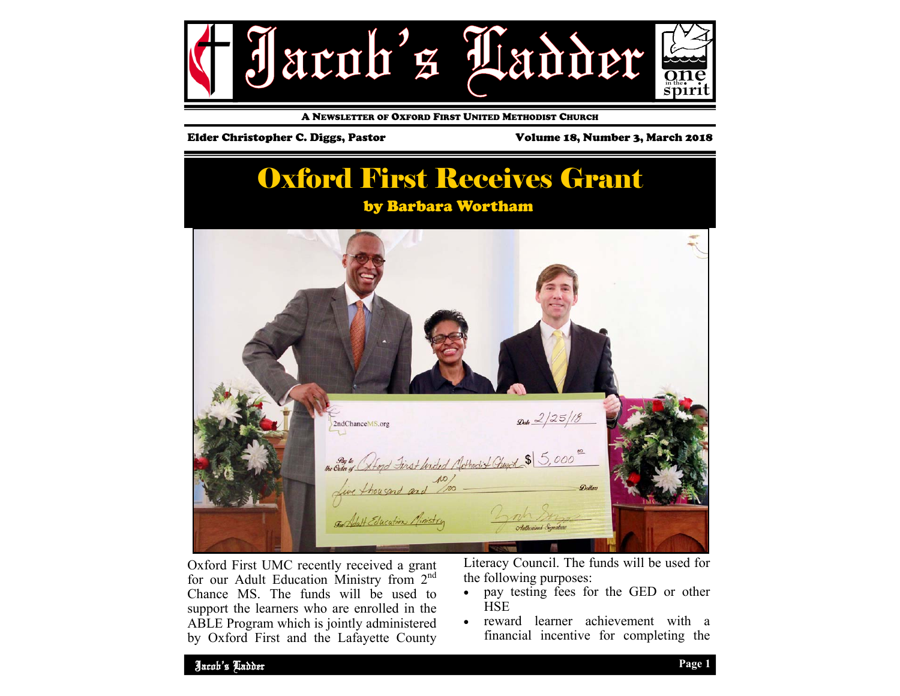# Jacob's Ladder

A NEWSLETTER OF OXFORD FIRST UNITED METHODIST CHURCH

Elder Christopher C. Diggs, Pastor

Volume 18, Number 3, March 2018

## Oxford First Receives Grant

### by Barbara Wortham

Oxford First UMC recently received a grant for our Adult Education Ministry from 2nd Chance MS. The funds will be used to support the learners who are enrolled in the ABLE Program which is jointly administered by Oxford First and the Lafayette County Literacy Council. The funds will be used for the following purposes:

- pay testing fees for the GED or other HSE
- reward learner achievement with a financial incentive for completing the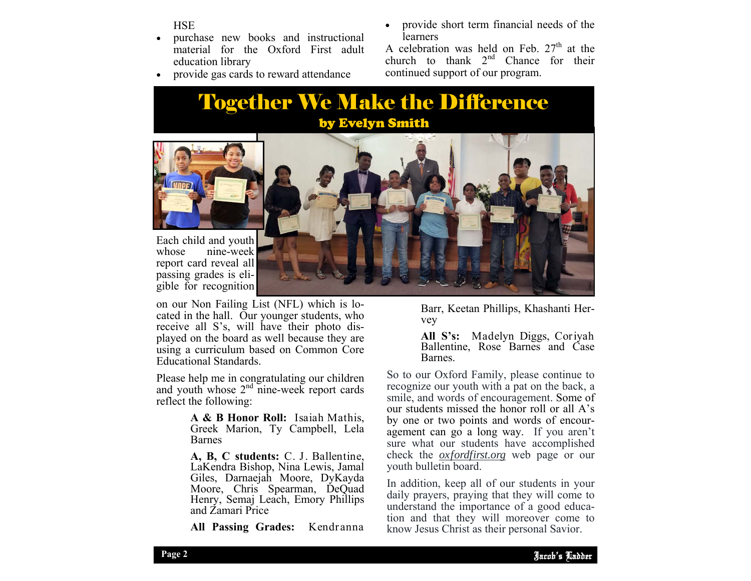HSE

- purchase new books and instructional material for the Oxford First adult education library
- provide gas cards to reward attendance
- provide short term financial needs of the learners

A celebration was held on Feb. 27th at the church to thank 2nd Chance for their continued support of our program.

# Together We Make the Difference

## by Evelyn Smith

Each child and youth whose nine-week report card reveal all passing grades is eligible for recognition on our Non Failing List (NFL) which is located in the hall. Our younger students, who receive all S's, will have their photo displayed on the board as well because they are using a curriculum based on Common Core Educational Standards.

Please help me in congratulating our children and youth whose 2nd nine-week report cards reflect the following:

**A & B Honor Roll:** Isaiah Mathis, Greek Marion, Ty Campbell, Lela Barnes

**A, B, C students:** C. J. Ballentine, LaKendra Bishop, Nina Lewis, Jamal Giles, Darnaejah Moore, DyKayda Moore, Chris Spearman, DeQuad Henry, Semaj Leach, Emory Phillips and Zamari Price

**All Passing Grades:** Kendranna Barr, Keetan Phillips, Khashanti Hervey

**All S's:** Madelyn Diggs, Coriyah Ballentine, Rose Barnes and Case Barnes.

So to our Oxford Family, please continue to recognize our youth with a pat on the back, a smile, and words of encouragement. Some of our students missed the honor roll or all A's by one or two points and words of encouragement can go a long way. If you aren't sure what our students have accomplished check the *oxfordfirst.org* web page or our youth bulletin board.

In addition, keep all of our students in your daily prayers, praying that they will come to understand the importance of a good education and that they will moreover come to know Jesus Christ as their personal Savior.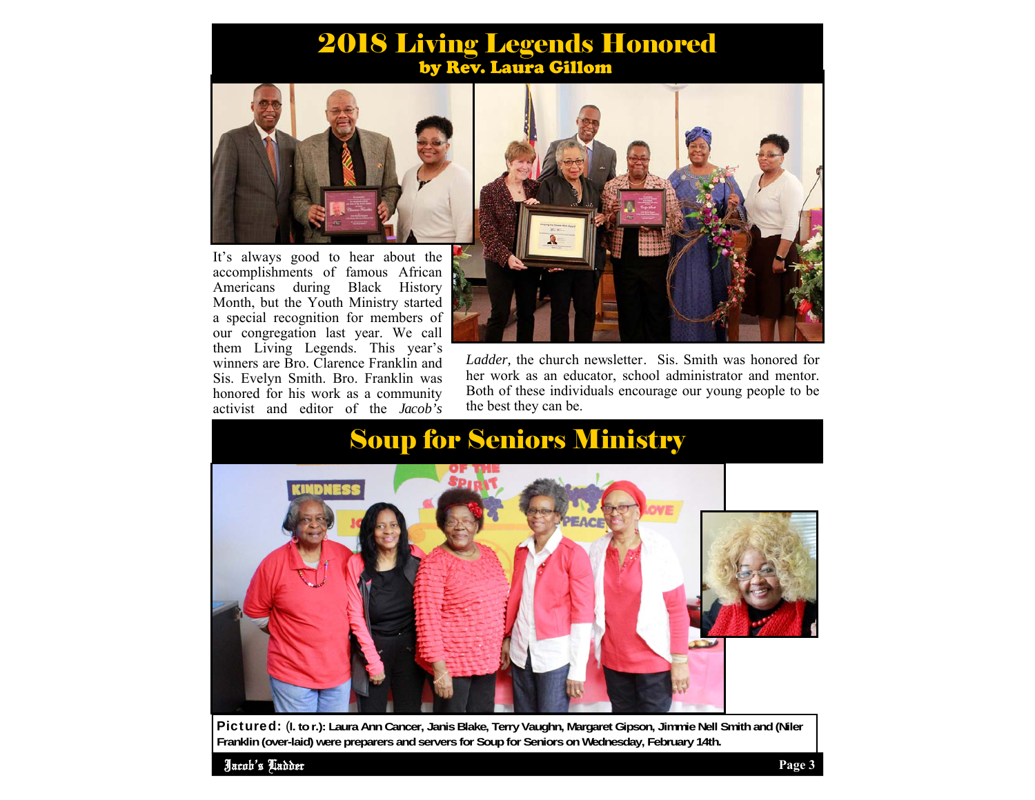# 2018 Living Legends Honored

### by Rev. Laura Gillom

It's always good to hear about the accomplishments of famous African Americans during Black History Month, but the Youth Ministry started a special recognition for members of our congregation last year. We call them Living Legends. This year's winners are Bro. Clarence Franklin and Sis. Evelyn Smith. Bro. Franklin was honored for his work as a community activist and editor of the *Jacob's Ladder,* the church newsletter. Sis. Smith was honored for her work as an educator, school administrator and mentor. Both of these individuals encourage our young people to be the best they can be.

# Soup for Seniors Ministry

**Pictured:** (**l. to r.): Laura Ann Cancer, Janis Blake, Terry Vaughn, Margaret Gipson, Jimmie Nell Smith and (Niler Franklin (over-laid) were preparers and servers for Soup for Seniors on Wednesday, February 14th.**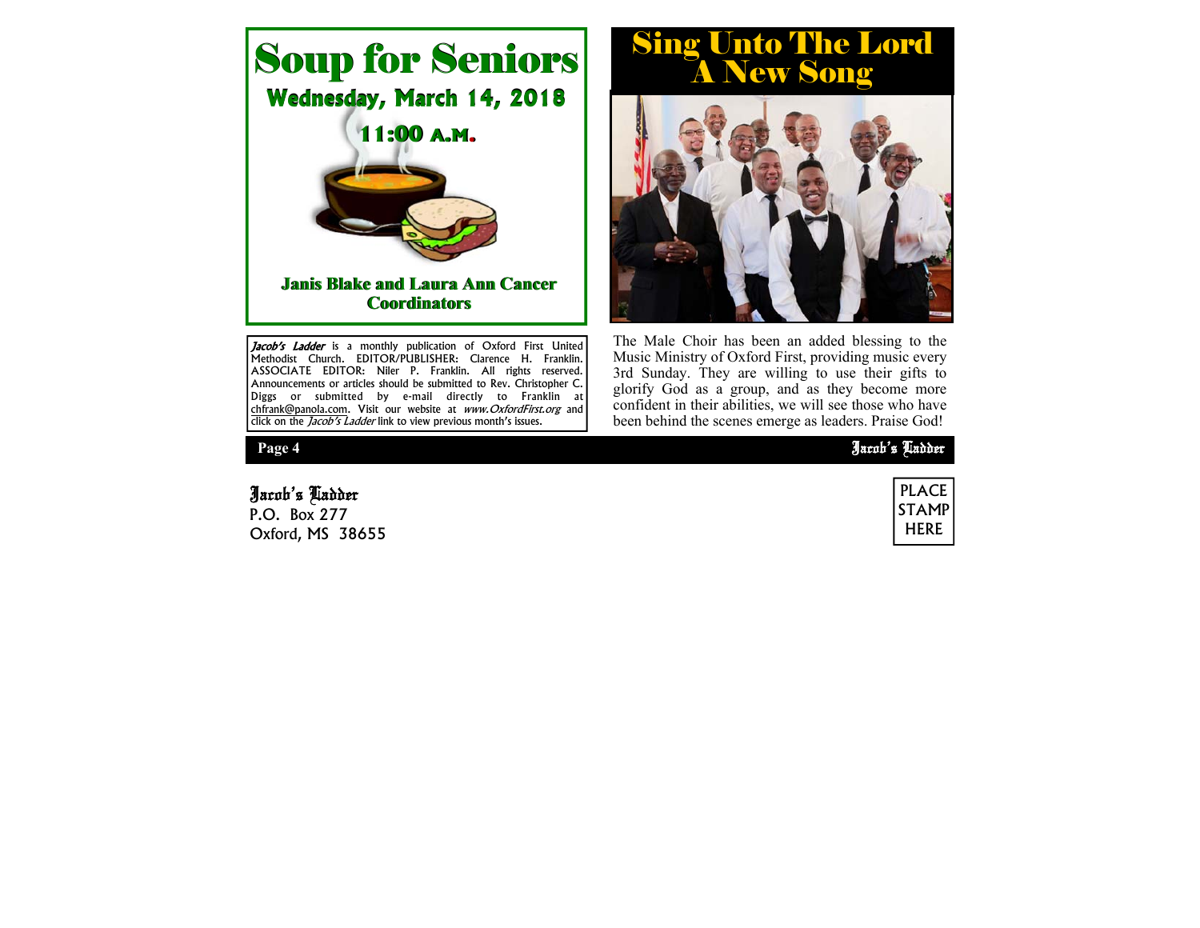# Soup for Seniors

## Wednesday, March 14, 2018

## 11:00 A.M.

**Janis Blake and Laura Ann Cancer Coordinators**

*Jacob's Ladder* is a monthly publication of Oxford First United Methodist Church. EDITOR/PUBLISHER: Clarence H. Franklin. ASSOCIATE EDITOR: Niler P. Franklin. All rights reserved. Announcements or articles should be submitted to Rev. Christopher C. Diggs or submitted by e-mail directly to Franklin at chfrank@panola.com. Visit our website at *www.OxfordFirst.org* and click on the *Jacob's Ladder* link to view previous month's issues.

# Sing Unto The Lord A New Song

The Male Choir has been an added blessing to the Music Ministry of Oxford First, providing music every 3rd Sunday. They are willing to use their gifts to glorify God as a group, and as they become more confident in their abilities, we will see those who have been behind the scenes emerge as leaders. Praise God!

Jacob's Ladder
P.O. Box 277
Oxford, MS 38655

PLACE STAMP HERE